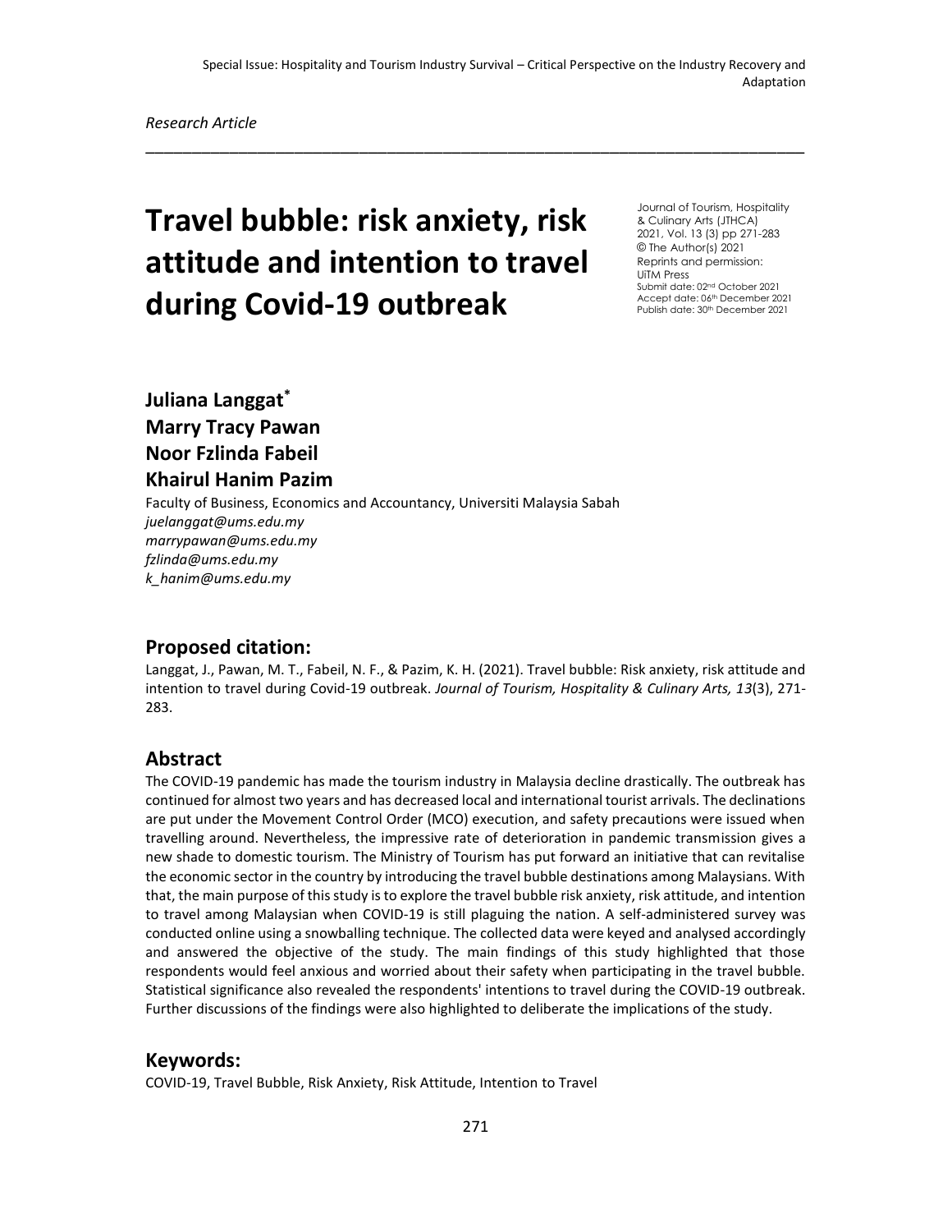*Research Article*

# Travel bubble: risk anxiety, risk attitude and intention to travel during Covid-19 outbreak

Journal of Tourism, Hospitality & Culinary Arts (JTHCA)
2021, Vol. 13 (3) pp 271-283
© The Author(s) 2021
Reprints and permission: UiTM Press
Submit date: 02nd October 2021
Accept date: 06th December 2021
Publish date: 30th December 2021

**Juliana Langgat***
**Marry Tracy Pawan**
**Noor Fzlinda Fabeil**
**Khairul Hanim Pazim**

Faculty of Business, Economics and Accountancy, Universiti Malaysia Sabah
*juelanggat@ums.edu.my*
*marrypawan@ums.edu.my*
*fzlinda@ums.edu.my*
*k_hanim@ums.edu.my*

## Proposed citation:

Langgat, J., Pawan, M. T., Fabeil, N. F., & Pazim, K. H. (2021). Travel bubble: Risk anxiety, risk attitude and intention to travel during Covid-19 outbreak. *Journal of Tourism, Hospitality & Culinary Arts, 13*(3), 271-283.

## Abstract

The COVID-19 pandemic has made the tourism industry in Malaysia decline drastically. The outbreak has continued for almost two years and has decreased local and international tourist arrivals. The declinations are put under the Movement Control Order (MCO) execution, and safety precautions were issued when travelling around. Nevertheless, the impressive rate of deterioration in pandemic transmission gives a new shade to domestic tourism. The Ministry of Tourism has put forward an initiative that can revitalise the economic sector in the country by introducing the travel bubble destinations among Malaysians. With that, the main purpose of this study is to explore the travel bubble risk anxiety, risk attitude, and intention to travel among Malaysian when COVID-19 is still plaguing the nation. A self-administered survey was conducted online using a snowballing technique. The collected data were keyed and analysed accordingly and answered the objective of the study. The main findings of this study highlighted that those respondents would feel anxious and worried about their safety when participating in the travel bubble. Statistical significance also revealed the respondents' intentions to travel during the COVID-19 outbreak. Further discussions of the findings were also highlighted to deliberate the implications of the study.

## Keywords:

COVID-19, Travel Bubble, Risk Anxiety, Risk Attitude, Intention to Travel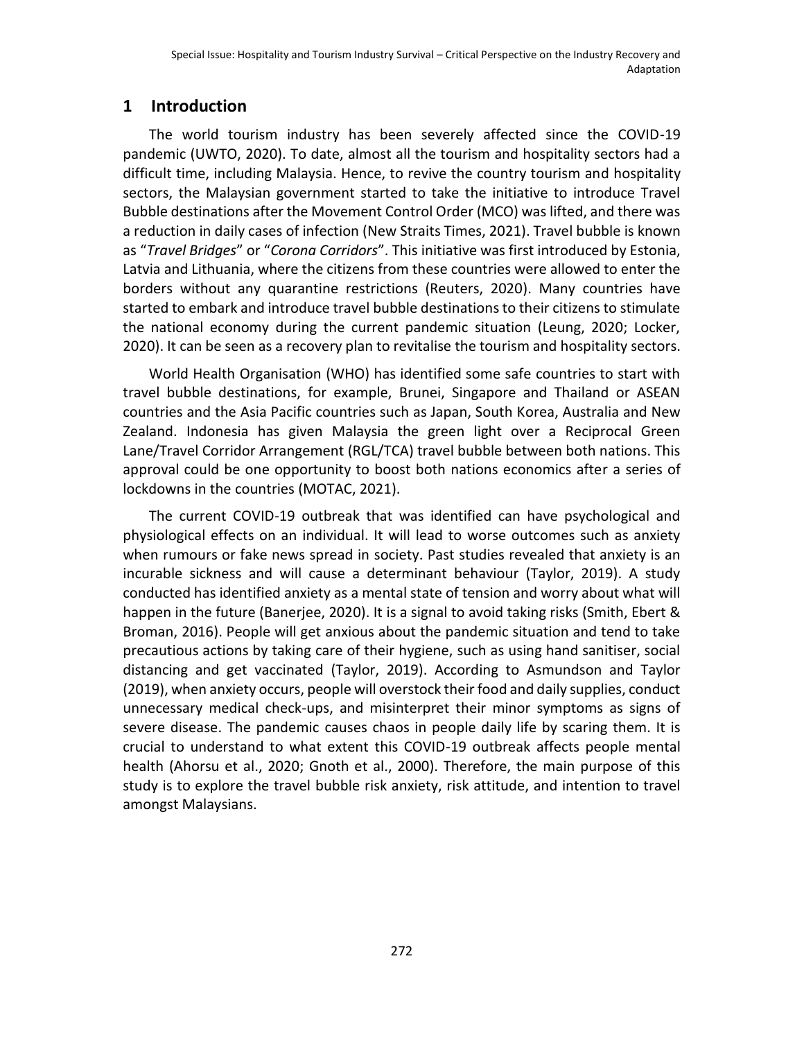# 1 Introduction

The world tourism industry has been severely affected since the COVID-19 pandemic (UWTO, 2020). To date, almost all the tourism and hospitality sectors had a difficult time, including Malaysia. Hence, to revive the country tourism and hospitality sectors, the Malaysian government started to take the initiative to introduce Travel Bubble destinations after the Movement Control Order (MCO) was lifted, and there was a reduction in daily cases of infection (New Straits Times, 2021). Travel bubble is known as "*Travel Bridges*" or "*Corona Corridors*". This initiative was first introduced by Estonia, Latvia and Lithuania, where the citizens from these countries were allowed to enter the borders without any quarantine restrictions (Reuters, 2020). Many countries have started to embark and introduce travel bubble destinations to their citizens to stimulate the national economy during the current pandemic situation (Leung, 2020; Locker, 2020). It can be seen as a recovery plan to revitalise the tourism and hospitality sectors.

World Health Organisation (WHO) has identified some safe countries to start with travel bubble destinations, for example, Brunei, Singapore and Thailand or ASEAN countries and the Asia Pacific countries such as Japan, South Korea, Australia and New Zealand. Indonesia has given Malaysia the green light over a Reciprocal Green Lane/Travel Corridor Arrangement (RGL/TCA) travel bubble between both nations. This approval could be one opportunity to boost both nations economics after a series of lockdowns in the countries (MOTAC, 2021).

The current COVID-19 outbreak that was identified can have psychological and physiological effects on an individual. It will lead to worse outcomes such as anxiety when rumours or fake news spread in society. Past studies revealed that anxiety is an incurable sickness and will cause a determinant behaviour (Taylor, 2019). A study conducted has identified anxiety as a mental state of tension and worry about what will happen in the future (Banerjee, 2020). It is a signal to avoid taking risks (Smith, Ebert & Broman, 2016). People will get anxious about the pandemic situation and tend to take precautious actions by taking care of their hygiene, such as using hand sanitiser, social distancing and get vaccinated (Taylor, 2019). According to Asmundson and Taylor (2019), when anxiety occurs, people will overstock their food and daily supplies, conduct unnecessary medical check-ups, and misinterpret their minor symptoms as signs of severe disease. The pandemic causes chaos in people daily life by scaring them. It is crucial to understand to what extent this COVID-19 outbreak affects people mental health (Ahorsu et al., 2020; Gnoth et al., 2000). Therefore, the main purpose of this study is to explore the travel bubble risk anxiety, risk attitude, and intention to travel amongst Malaysians.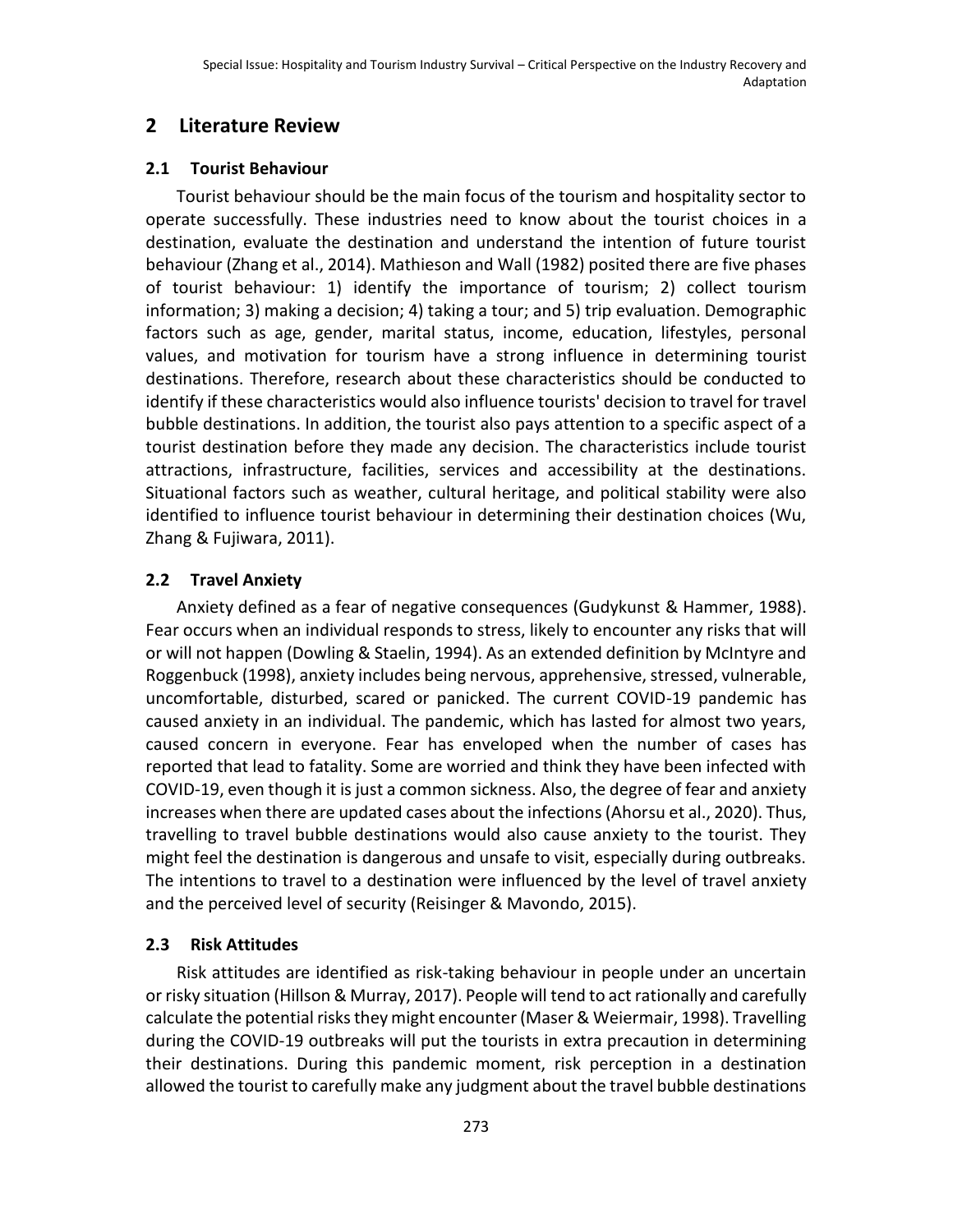## 2 Literature Review

### 2.1 Tourist Behaviour

Tourist behaviour should be the main focus of the tourism and hospitality sector to operate successfully. These industries need to know about the tourist choices in a destination, evaluate the destination and understand the intention of future tourist behaviour (Zhang et al., 2014). Mathieson and Wall (1982) posited there are five phases of tourist behaviour: 1) identify the importance of tourism; 2) collect tourism information; 3) making a decision; 4) taking a tour; and 5) trip evaluation. Demographic factors such as age, gender, marital status, income, education, lifestyles, personal values, and motivation for tourism have a strong influence in determining tourist destinations. Therefore, research about these characteristics should be conducted to identify if these characteristics would also influence tourists' decision to travel for travel bubble destinations. In addition, the tourist also pays attention to a specific aspect of a tourist destination before they made any decision. The characteristics include tourist attractions, infrastructure, facilities, services and accessibility at the destinations. Situational factors such as weather, cultural heritage, and political stability were also identified to influence tourist behaviour in determining their destination choices (Wu, Zhang & Fujiwara, 2011).

### 2.2 Travel Anxiety

Anxiety defined as a fear of negative consequences (Gudykunst & Hammer, 1988). Fear occurs when an individual responds to stress, likely to encounter any risks that will or will not happen (Dowling & Staelin, 1994). As an extended definition by McIntyre and Roggenbuck (1998), anxiety includes being nervous, apprehensive, stressed, vulnerable, uncomfortable, disturbed, scared or panicked. The current COVID-19 pandemic has caused anxiety in an individual. The pandemic, which has lasted for almost two years, caused concern in everyone. Fear has enveloped when the number of cases has reported that lead to fatality. Some are worried and think they have been infected with COVID-19, even though it is just a common sickness. Also, the degree of fear and anxiety increases when there are updated cases about the infections (Ahorsu et al., 2020). Thus, travelling to travel bubble destinations would also cause anxiety to the tourist. They might feel the destination is dangerous and unsafe to visit, especially during outbreaks. The intentions to travel to a destination were influenced by the level of travel anxiety and the perceived level of security (Reisinger & Mavondo, 2015).

### 2.3 Risk Attitudes

Risk attitudes are identified as risk-taking behaviour in people under an uncertain or risky situation (Hillson & Murray, 2017). People will tend to act rationally and carefully calculate the potential risks they might encounter (Maser & Weiermair, 1998). Travelling during the COVID-19 outbreaks will put the tourists in extra precaution in determining their destinations. During this pandemic moment, risk perception in a destination allowed the tourist to carefully make any judgment about the travel bubble destinations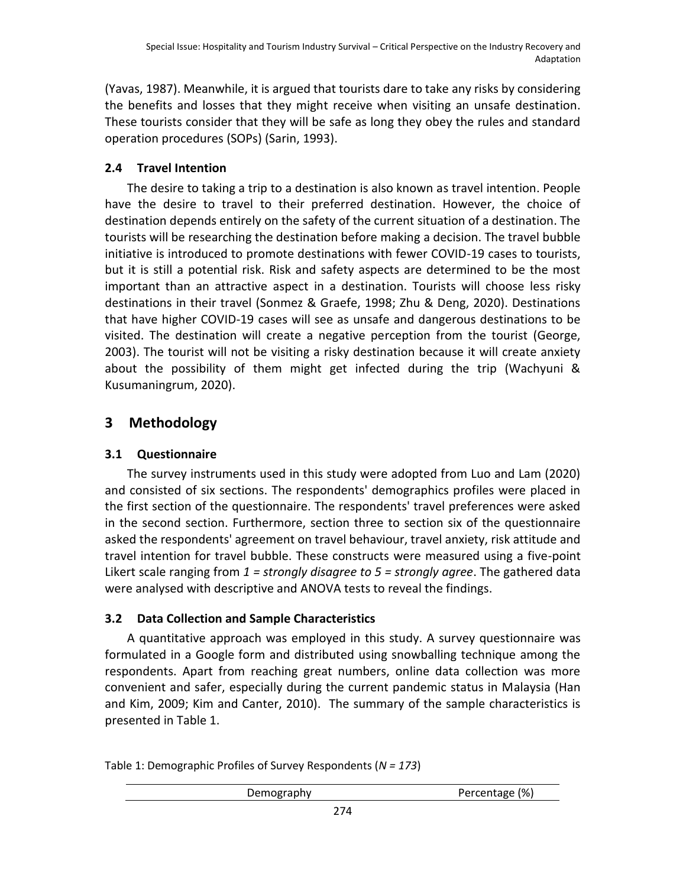(Yavas, 1987). Meanwhile, it is argued that tourists dare to take any risks by considering the benefits and losses that they might receive when visiting an unsafe destination. These tourists consider that they will be safe as long they obey the rules and standard operation procedures (SOPs) (Sarin, 1993).

### 2.4 Travel Intention

The desire to taking a trip to a destination is also known as travel intention. People have the desire to travel to their preferred destination. However, the choice of destination depends entirely on the safety of the current situation of a destination. The tourists will be researching the destination before making a decision. The travel bubble initiative is introduced to promote destinations with fewer COVID-19 cases to tourists, but it is still a potential risk. Risk and safety aspects are determined to be the most important than an attractive aspect in a destination. Tourists will choose less risky destinations in their travel (Sonmez & Graefe, 1998; Zhu & Deng, 2020). Destinations that have higher COVID-19 cases will see as unsafe and dangerous destinations to be visited. The destination will create a negative perception from the tourist (George, 2003). The tourist will not be visiting a risky destination because it will create anxiety about the possibility of them might get infected during the trip (Wachyuni & Kusumaningrum, 2020).

## 3 Methodology

### 3.1 Questionnaire

The survey instruments used in this study were adopted from Luo and Lam (2020) and consisted of six sections. The respondents' demographics profiles were placed in the first section of the questionnaire. The respondents' travel preferences were asked in the second section. Furthermore, section three to section six of the questionnaire asked the respondents' agreement on travel behaviour, travel anxiety, risk attitude and travel intention for travel bubble. These constructs were measured using a five-point Likert scale ranging from *1 = strongly disagree to 5 = strongly agree*. The gathered data were analysed with descriptive and ANOVA tests to reveal the findings.

### 3.2 Data Collection and Sample Characteristics

A quantitative approach was employed in this study. A survey questionnaire was formulated in a Google form and distributed using snowballing technique among the respondents. Apart from reaching great numbers, online data collection was more convenient and safer, especially during the current pandemic status in Malaysia (Han and Kim, 2009; Kim and Canter, 2010). The summary of the sample characteristics is presented in Table 1.

Table 1: Demographic Profiles of Survey Respondents (*N = 173*)

| Demography | Percentage (%) |
|---|---|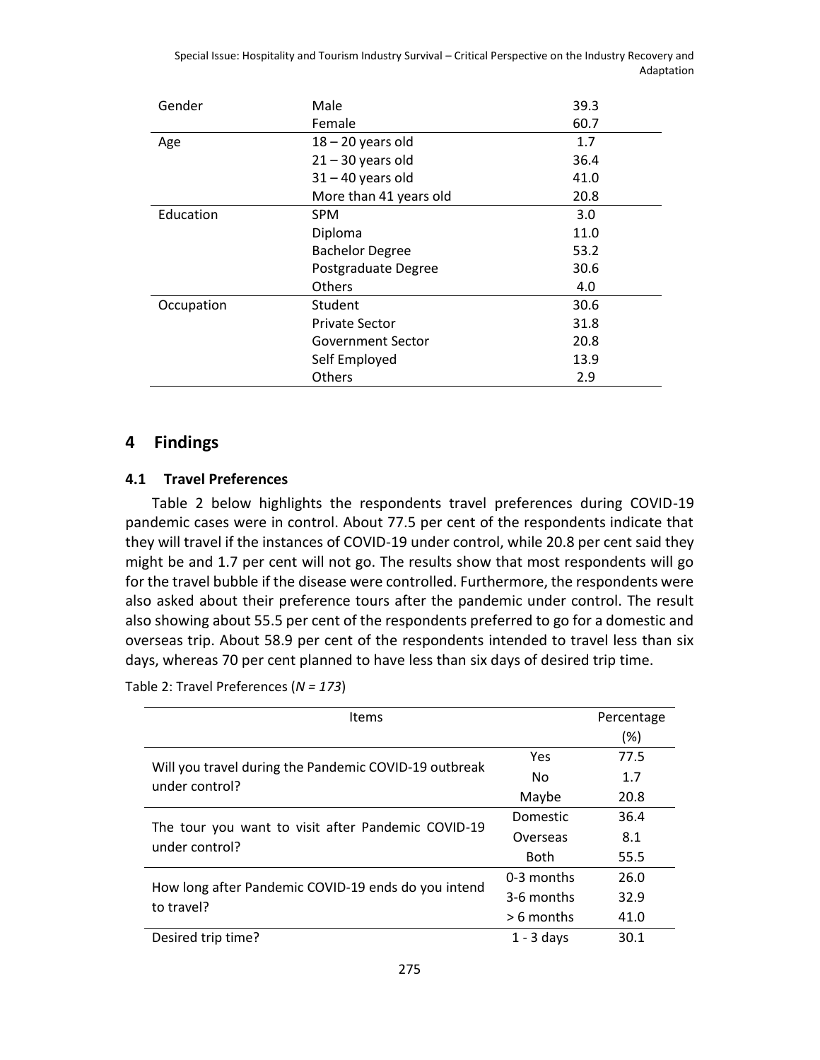| Gender | Male | 39.3 |
|---|---|---|
| | Female | 60.7 |
| Age | 18 – 20 years old | 1.7 |
| | 21 – 30 years old | 36.4 |
| | 31 – 40 years old | 41.0 |
| | More than 41 years old | 20.8 |
| Education | SPM | 3.0 |
| | Diploma | 11.0 |
| | Bachelor Degree | 53.2 |
| | Postgraduate Degree | 30.6 |
| | Others | 4.0 |
| Occupation | Student | 30.6 |
| | Private Sector | 31.8 |
| | Government Sector | 20.8 |
| | Self Employed | 13.9 |
| | Others | 2.9 |

## 4 Findings

### 4.1 Travel Preferences

Table 2 below highlights the respondents travel preferences during COVID-19 pandemic cases were in control. About 77.5 per cent of the respondents indicate that they will travel if the instances of COVID-19 under control, while 20.8 per cent said they might be and 1.7 per cent will not go. The results show that most respondents will go for the travel bubble if the disease were controlled. Furthermore, the respondents were also asked about their preference tours after the pandemic under control. The result also showing about 55.5 per cent of the respondents preferred to go for a domestic and overseas trip. About 58.9 per cent of the respondents intended to travel less than six days, whereas 70 per cent planned to have less than six days of desired trip time.

Table 2: Travel Preferences (*N = 173*)

| Items | | Percentage (%) |
|---|---|---|
| Will you travel during the Pandemic COVID-19 outbreak under control? | Yes | 77.5 |
| | No | 1.7 |
| | Maybe | 20.8 |
| The tour you want to visit after Pandemic COVID-19 under control? | Domestic | 36.4 |
| | Overseas | 8.1 |
| | Both | 55.5 |
| How long after Pandemic COVID-19 ends do you intend to travel? | 0-3 months | 26.0 |
| | 3-6 months | 32.9 |
| | > 6 months | 41.0 |
| Desired trip time? | 1 - 3 days | 30.1 |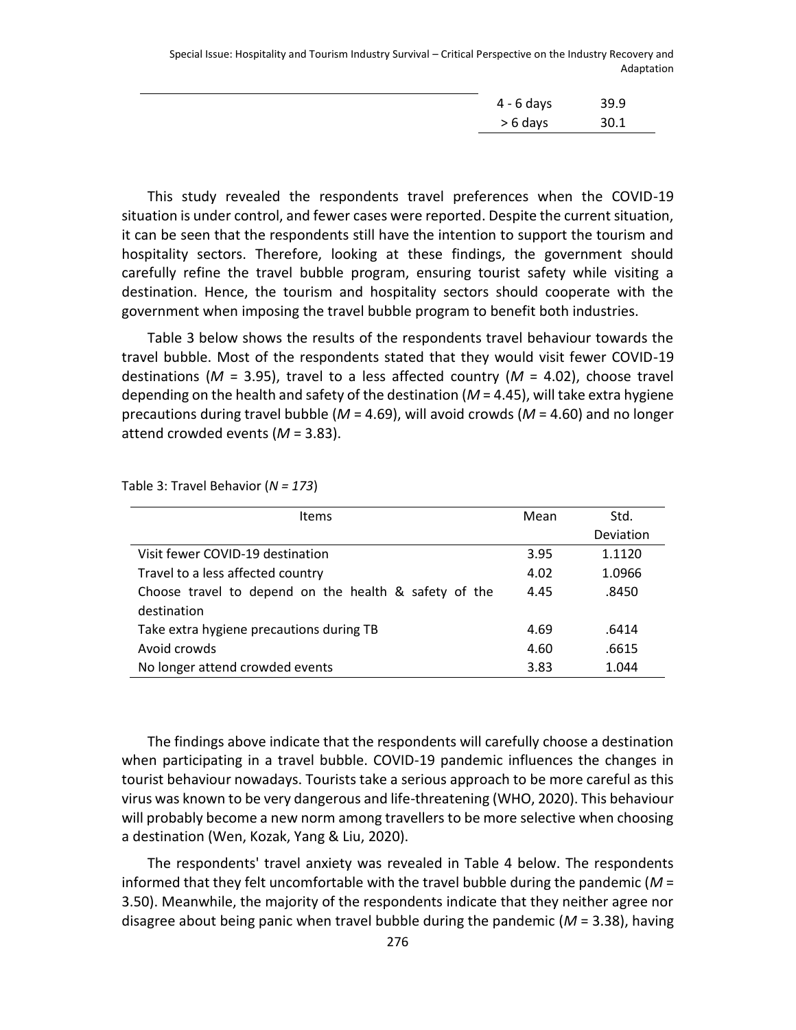| | | |
|---|---|---|
| | 4 - 6 days | 39.9 |
| | > 6 days | 30.1 |

This study revealed the respondents travel preferences when the COVID-19 situation is under control, and fewer cases were reported. Despite the current situation, it can be seen that the respondents still have the intention to support the tourism and hospitality sectors. Therefore, looking at these findings, the government should carefully refine the travel bubble program, ensuring tourist safety while visiting a destination. Hence, the tourism and hospitality sectors should cooperate with the government when imposing the travel bubble program to benefit both industries.

Table 3 below shows the results of the respondents travel behaviour towards the travel bubble. Most of the respondents stated that they would visit fewer COVID-19 destinations (*M* = 3.95), travel to a less affected country (*M* = 4.02), choose travel depending on the health and safety of the destination (*M* = 4.45), will take extra hygiene precautions during travel bubble (*M* = 4.69), will avoid crowds (*M* = 4.60) and no longer attend crowded events (*M* = 3.83).

Table 3: Travel Behavior (*N = 173*)

| Items | Mean | Std. Deviation |
|---|---|---|
| Visit fewer COVID-19 destination | 3.95 | 1.1120 |
| Travel to a less affected country | 4.02 | 1.0966 |
| Choose travel to depend on the health & safety of the destination | 4.45 | .8450 |
| Take extra hygiene precautions during TB | 4.69 | .6414 |
| Avoid crowds | 4.60 | .6615 |
| No longer attend crowded events | 3.83 | 1.044 |

The findings above indicate that the respondents will carefully choose a destination when participating in a travel bubble. COVID-19 pandemic influences the changes in tourist behaviour nowadays. Tourists take a serious approach to be more careful as this virus was known to be very dangerous and life-threatening (WHO, 2020). This behaviour will probably become a new norm among travellers to be more selective when choosing a destination (Wen, Kozak, Yang & Liu, 2020).

The respondents' travel anxiety was revealed in Table 4 below. The respondents informed that they felt uncomfortable with the travel bubble during the pandemic (*M* = 3.50). Meanwhile, the majority of the respondents indicate that they neither agree nor disagree about being panic when travel bubble during the pandemic (*M* = 3.38), having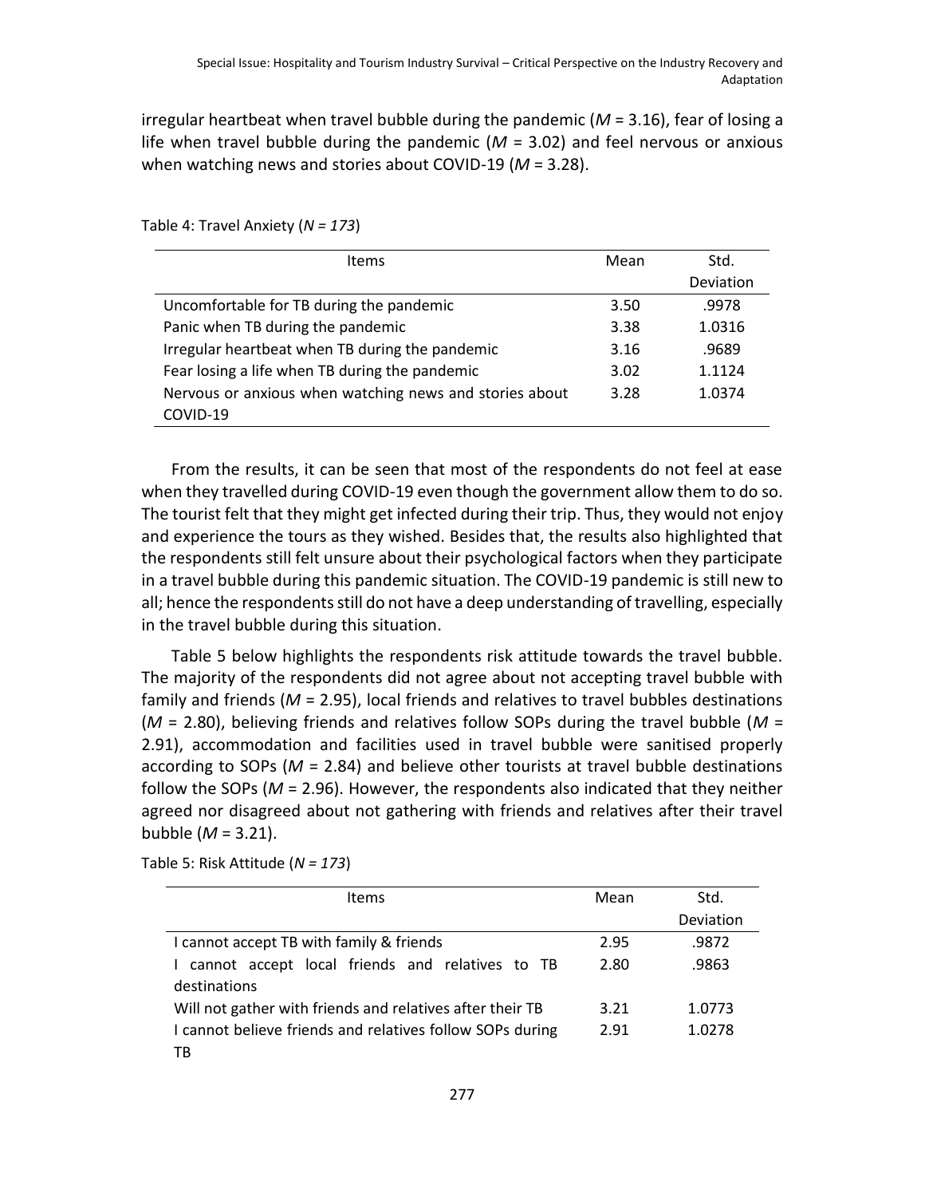irregular heartbeat when travel bubble during the pandemic (*M* = 3.16), fear of losing a life when travel bubble during the pandemic (*M* = 3.02) and feel nervous or anxious when watching news and stories about COVID-19 (*M* = 3.28).

Table 4: Travel Anxiety (*N = 173*)

| Items | Mean | Std. Deviation |
|---|---|---|
| Uncomfortable for TB during the pandemic | 3.50 | .9978 |
| Panic when TB during the pandemic | 3.38 | 1.0316 |
| Irregular heartbeat when TB during the pandemic | 3.16 | .9689 |
| Fear losing a life when TB during the pandemic | 3.02 | 1.1124 |
| Nervous or anxious when watching news and stories about COVID-19 | 3.28 | 1.0374 |

From the results, it can be seen that most of the respondents do not feel at ease when they travelled during COVID-19 even though the government allow them to do so. The tourist felt that they might get infected during their trip. Thus, they would not enjoy and experience the tours as they wished. Besides that, the results also highlighted that the respondents still felt unsure about their psychological factors when they participate in a travel bubble during this pandemic situation. The COVID-19 pandemic is still new to all; hence the respondents still do not have a deep understanding of travelling, especially in the travel bubble during this situation.

Table 5 below highlights the respondents risk attitude towards the travel bubble. The majority of the respondents did not agree about not accepting travel bubble with family and friends (*M* = 2.95), local friends and relatives to travel bubbles destinations (*M* = 2.80), believing friends and relatives follow SOPs during the travel bubble (*M* = 2.91), accommodation and facilities used in travel bubble were sanitised properly according to SOPs (*M* = 2.84) and believe other tourists at travel bubble destinations follow the SOPs (*M* = 2.96). However, the respondents also indicated that they neither agreed nor disagreed about not gathering with friends and relatives after their travel bubble (*M* = 3.21).

Table 5: Risk Attitude (*N = 173*)

| Items | Mean | Std. Deviation |
|---|---|---|
| I cannot accept TB with family & friends | 2.95 | .9872 |
| I cannot accept local friends and relatives to TB destinations | 2.80 | .9863 |
| Will not gather with friends and relatives after their TB | 3.21 | 1.0773 |
| I cannot believe friends and relatives follow SOPs during TB | 2.91 | 1.0278 |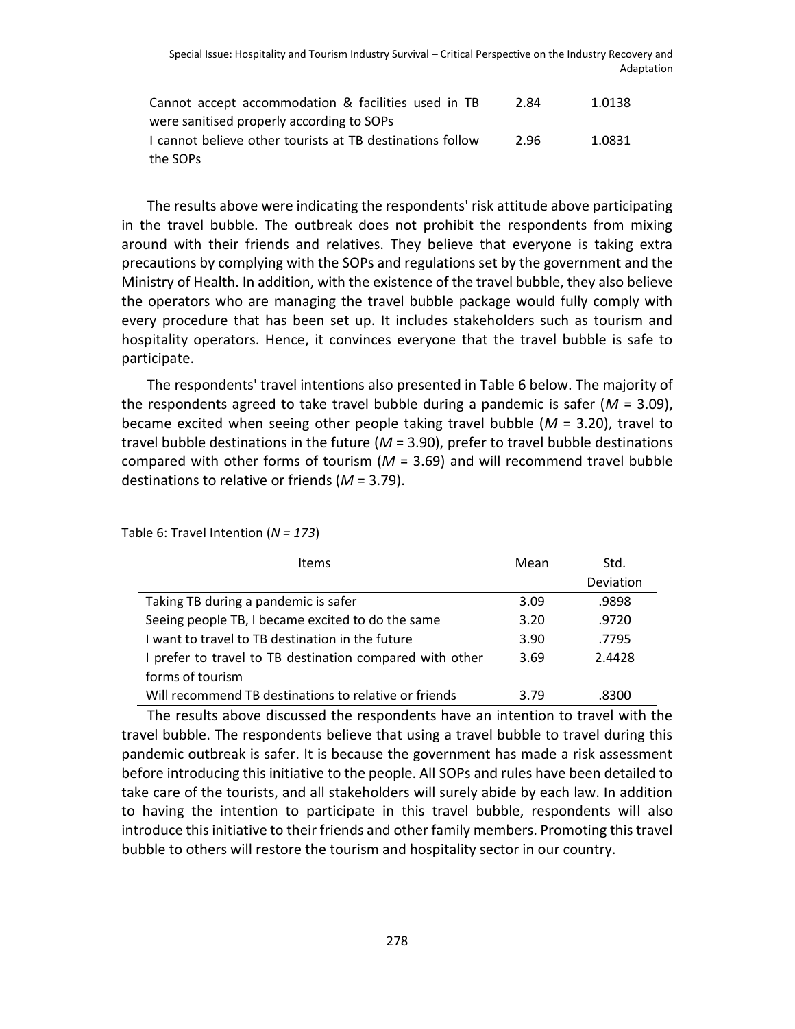| | | |
|---|---|---|
| Cannot accept accommodation & facilities used in TB were sanitised properly according to SOPs | 2.84 | 1.0138 |
| I cannot believe other tourists at TB destinations follow the SOPs | 2.96 | 1.0831 |

The results above were indicating the respondents' risk attitude above participating in the travel bubble. The outbreak does not prohibit the respondents from mixing around with their friends and relatives. They believe that everyone is taking extra precautions by complying with the SOPs and regulations set by the government and the Ministry of Health. In addition, with the existence of the travel bubble, they also believe the operators who are managing the travel bubble package would fully comply with every procedure that has been set up. It includes stakeholders such as tourism and hospitality operators. Hence, it convinces everyone that the travel bubble is safe to participate.

The respondents' travel intentions also presented in Table 6 below. The majority of the respondents agreed to take travel bubble during a pandemic is safer (*M* = 3.09), became excited when seeing other people taking travel bubble (*M* = 3.20), travel to travel bubble destinations in the future (*M* = 3.90), prefer to travel bubble destinations compared with other forms of tourism (*M* = 3.69) and will recommend travel bubble destinations to relative or friends (*M* = 3.79).

Table 6: Travel Intention (*N = 173*)

| Items | Mean | Std. Deviation |
|---|---|---|
| Taking TB during a pandemic is safer | 3.09 | .9898 |
| Seeing people TB, I became excited to do the same | 3.20 | .9720 |
| I want to travel to TB destination in the future | 3.90 | .7795 |
| I prefer to travel to TB destination compared with other forms of tourism | 3.69 | 2.4428 |
| Will recommend TB destinations to relative or friends | 3.79 | .8300 |

The results above discussed the respondents have an intention to travel with the travel bubble. The respondents believe that using a travel bubble to travel during this pandemic outbreak is safer. It is because the government has made a risk assessment before introducing this initiative to the people. All SOPs and rules have been detailed to take care of the tourists, and all stakeholders will surely abide by each law. In addition to having the intention to participate in this travel bubble, respondents will also introduce this initiative to their friends and other family members. Promoting this travel bubble to others will restore the tourism and hospitality sector in our country.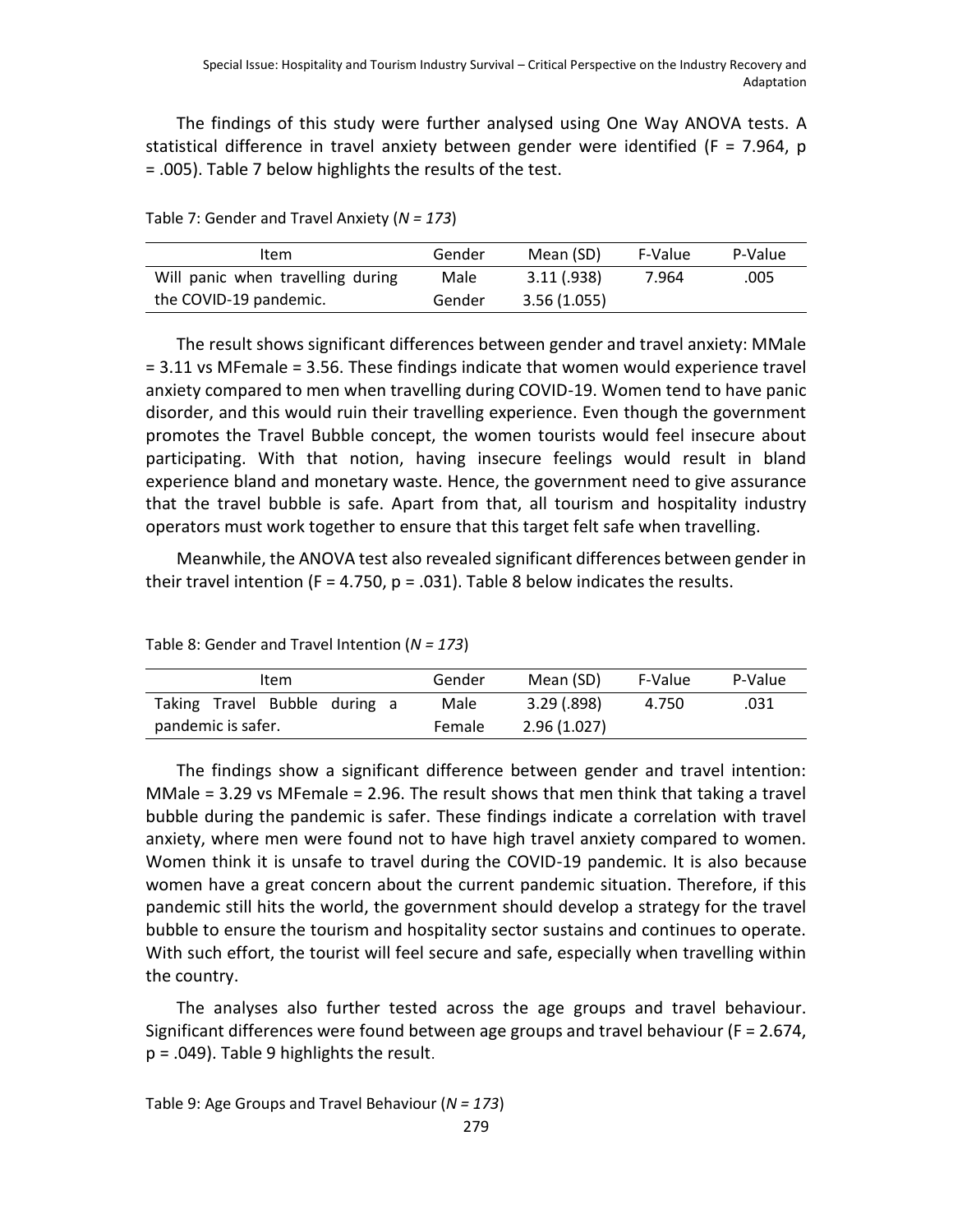The findings of this study were further analysed using One Way ANOVA tests. A statistical difference in travel anxiety between gender were identified (F = 7.964, p = .005). Table 7 below highlights the results of the test.

Table 7: Gender and Travel Anxiety (*N = 173*)

| Item | Gender | Mean (SD) | F-Value | P-Value |
|---|---|---|---|---|
| Will panic when travelling during the COVID-19 pandemic. | Male | 3.11 (.938) | 7.964 | .005 |
| | Gender | 3.56 (1.055) | | |

The result shows significant differences between gender and travel anxiety: MMale = 3.11 vs MFemale = 3.56. These findings indicate that women would experience travel anxiety compared to men when travelling during COVID-19. Women tend to have panic disorder, and this would ruin their travelling experience. Even though the government promotes the Travel Bubble concept, the women tourists would feel insecure about participating. With that notion, having insecure feelings would result in bland experience bland and monetary waste. Hence, the government need to give assurance that the travel bubble is safe. Apart from that, all tourism and hospitality industry operators must work together to ensure that this target felt safe when travelling.

Meanwhile, the ANOVA test also revealed significant differences between gender in their travel intention (F = 4.750, p = .031). Table 8 below indicates the results.

Table 8: Gender and Travel Intention (*N = 173*)

| Item | Gender | Mean (SD) | F-Value | P-Value |
|---|---|---|---|---|
| Taking Travel Bubble during a pandemic is safer. | Male | 3.29 (.898) | 4.750 | .031 |
| | Female | 2.96 (1.027) | | |

The findings show a significant difference between gender and travel intention: MMale = 3.29 vs MFemale = 2.96. The result shows that men think that taking a travel bubble during the pandemic is safer. These findings indicate a correlation with travel anxiety, where men were found not to have high travel anxiety compared to women. Women think it is unsafe to travel during the COVID-19 pandemic. It is also because women have a great concern about the current pandemic situation. Therefore, if this pandemic still hits the world, the government should develop a strategy for the travel bubble to ensure the tourism and hospitality sector sustains and continues to operate. With such effort, the tourist will feel secure and safe, especially when travelling within the country.

The analyses also further tested across the age groups and travel behaviour. Significant differences were found between age groups and travel behaviour (F = 2.674, p = .049). Table 9 highlights the result.

Table 9: Age Groups and Travel Behaviour (*N = 173*)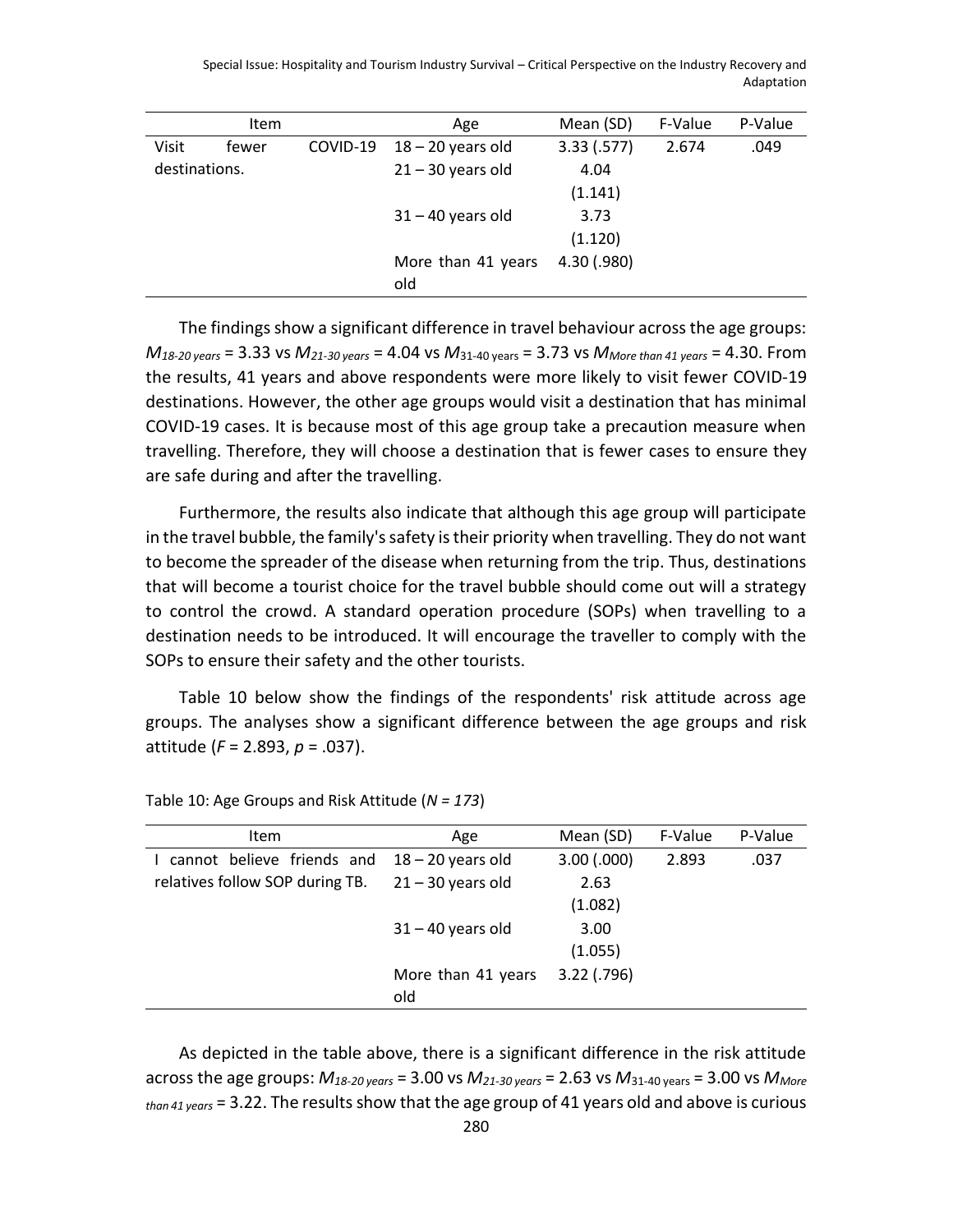| Item | Age | Mean (SD) | F-Value | P-Value |
|---|---|---|---|---|
| Visit fewer COVID-19 destinations. | 18 – 20 years old | 3.33 (.577) | 2.674 | .049 |
| | 21 – 30 years old | 4.04 (1.141) | | |
| | 31 – 40 years old | 3.73 (1.120) | | |
| | More than 41 years old | 4.30 (.980) | | |

The findings show a significant difference in travel behaviour across the age groups: $M_{18\text{-}20\ years}$ = 3.33 vs $M_{21\text{-}30\ years}$ = 4.04 vs $M_{31\text{-}40\ years}$ = 3.73 vs $M_{More\ than\ 41\ years}$ = 4.30. From the results, 41 years and above respondents were more likely to visit fewer COVID-19 destinations. However, the other age groups would visit a destination that has minimal COVID-19 cases. It is because most of this age group take a precaution measure when travelling. Therefore, they will choose a destination that is fewer cases to ensure they are safe during and after the travelling.

Furthermore, the results also indicate that although this age group will participate in the travel bubble, the family's safety is their priority when travelling. They do not want to become the spreader of the disease when returning from the trip. Thus, destinations that will become a tourist choice for the travel bubble should come out will a strategy to control the crowd. A standard operation procedure (SOPs) when travelling to a destination needs to be introduced. It will encourage the traveller to comply with the SOPs to ensure their safety and the other tourists.

Table 10 below show the findings of the respondents' risk attitude across age groups. The analyses show a significant difference between the age groups and risk attitude ($F$ = 2.893, $p$ = .037).

Table 10: Age Groups and Risk Attitude ($N = 173$)

| Item | Age | Mean (SD) | F-Value | P-Value |
|---|---|---|---|---|
| I cannot believe friends and relatives follow SOP during TB. | 18 – 20 years old | 3.00 (.000) | 2.893 | .037 |
| | 21 – 30 years old | 2.63 (1.082) | | |
| | 31 – 40 years old | 3.00 (1.055) | | |
| | More than 41 years old | 3.22 (.796) | | |

As depicted in the table above, there is a significant difference in the risk attitude across the age groups: $M_{18\text{-}20\ years}$ = 3.00 vs $M_{21\text{-}30\ years}$ = 2.63 vs $M_{31\text{-}40\ years}$ = 3.00 vs $M_{More\ than\ 41\ years}$ = 3.22. The results show that the age group of 41 years old and above is curious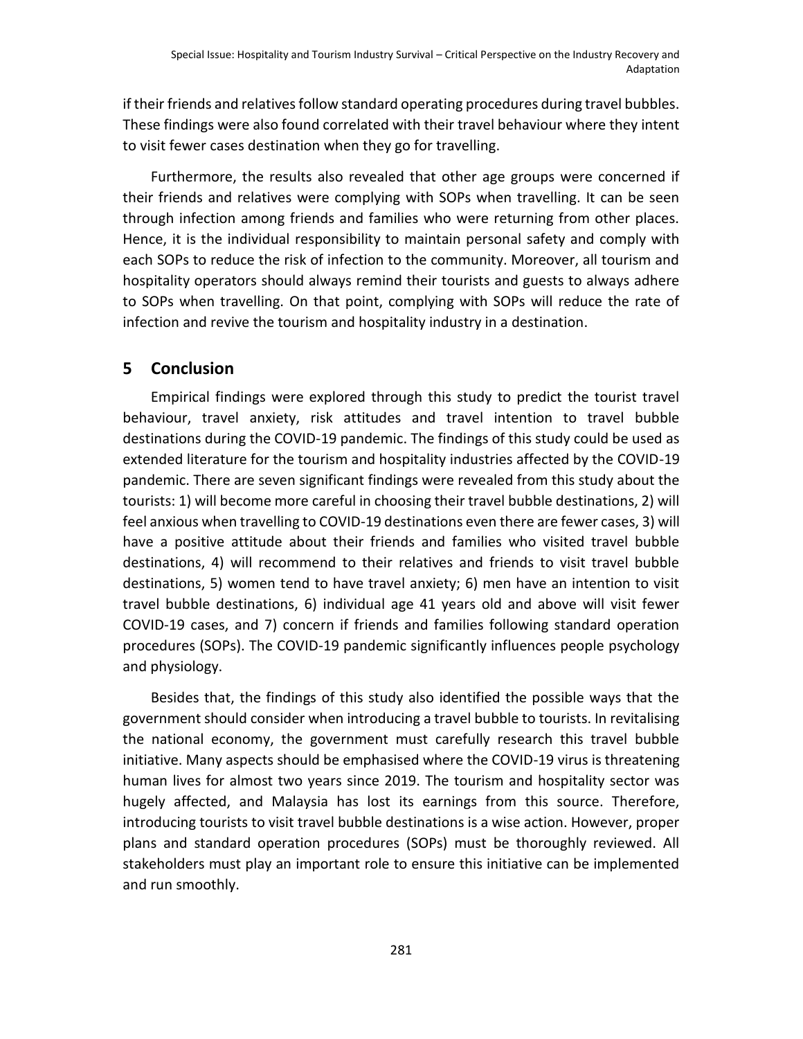if their friends and relatives follow standard operating procedures during travel bubbles. These findings were also found correlated with their travel behaviour where they intent to visit fewer cases destination when they go for travelling.

Furthermore, the results also revealed that other age groups were concerned if their friends and relatives were complying with SOPs when travelling. It can be seen through infection among friends and families who were returning from other places. Hence, it is the individual responsibility to maintain personal safety and comply with each SOPs to reduce the risk of infection to the community. Moreover, all tourism and hospitality operators should always remind their tourists and guests to always adhere to SOPs when travelling. On that point, complying with SOPs will reduce the rate of infection and revive the tourism and hospitality industry in a destination.

## 5 Conclusion

Empirical findings were explored through this study to predict the tourist travel behaviour, travel anxiety, risk attitudes and travel intention to travel bubble destinations during the COVID-19 pandemic. The findings of this study could be used as extended literature for the tourism and hospitality industries affected by the COVID-19 pandemic. There are seven significant findings were revealed from this study about the tourists: 1) will become more careful in choosing their travel bubble destinations, 2) will feel anxious when travelling to COVID-19 destinations even there are fewer cases, 3) will have a positive attitude about their friends and families who visited travel bubble destinations, 4) will recommend to their relatives and friends to visit travel bubble destinations, 5) women tend to have travel anxiety; 6) men have an intention to visit travel bubble destinations, 6) individual age 41 years old and above will visit fewer COVID-19 cases, and 7) concern if friends and families following standard operation procedures (SOPs). The COVID-19 pandemic significantly influences people psychology and physiology.

Besides that, the findings of this study also identified the possible ways that the government should consider when introducing a travel bubble to tourists. In revitalising the national economy, the government must carefully research this travel bubble initiative. Many aspects should be emphasised where the COVID-19 virus is threatening human lives for almost two years since 2019. The tourism and hospitality sector was hugely affected, and Malaysia has lost its earnings from this source. Therefore, introducing tourists to visit travel bubble destinations is a wise action. However, proper plans and standard operation procedures (SOPs) must be thoroughly reviewed. All stakeholders must play an important role to ensure this initiative can be implemented and run smoothly.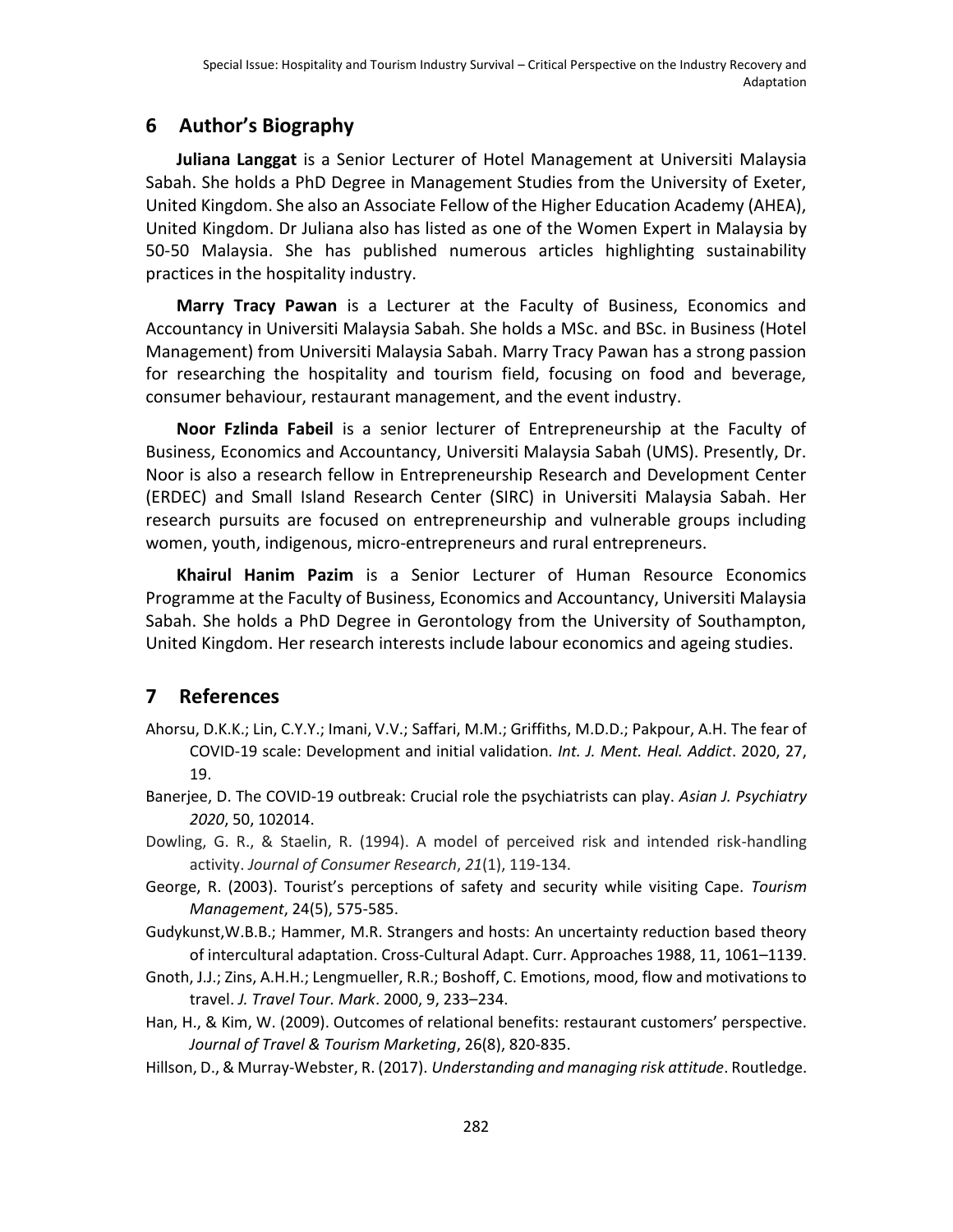## 6 Author's Biography

**Juliana Langgat** is a Senior Lecturer of Hotel Management at Universiti Malaysia Sabah. She holds a PhD Degree in Management Studies from the University of Exeter, United Kingdom. She also an Associate Fellow of the Higher Education Academy (AHEA), United Kingdom. Dr Juliana also has listed as one of the Women Expert in Malaysia by 50-50 Malaysia. She has published numerous articles highlighting sustainability practices in the hospitality industry.

**Marry Tracy Pawan** is a Lecturer at the Faculty of Business, Economics and Accountancy in Universiti Malaysia Sabah. She holds a MSc. and BSc. in Business (Hotel Management) from Universiti Malaysia Sabah. Marry Tracy Pawan has a strong passion for researching the hospitality and tourism field, focusing on food and beverage, consumer behaviour, restaurant management, and the event industry.

**Noor Fzlinda Fabeil** is a senior lecturer of Entrepreneurship at the Faculty of Business, Economics and Accountancy, Universiti Malaysia Sabah (UMS). Presently, Dr. Noor is also a research fellow in Entrepreneurship Research and Development Center (ERDEC) and Small Island Research Center (SIRC) in Universiti Malaysia Sabah. Her research pursuits are focused on entrepreneurship and vulnerable groups including women, youth, indigenous, micro-entrepreneurs and rural entrepreneurs.

**Khairul Hanim Pazim** is a Senior Lecturer of Human Resource Economics Programme at the Faculty of Business, Economics and Accountancy, Universiti Malaysia Sabah. She holds a PhD Degree in Gerontology from the University of Southampton, United Kingdom. Her research interests include labour economics and ageing studies.

## 7 References

Ahorsu, D.K.K.; Lin, C.Y.Y.; Imani, V.V.; Saffari, M.M.; Griffiths, M.D.D.; Pakpour, A.H. The fear of COVID-19 scale: Development and initial validation. *Int. J. Ment. Heal. Addict*. 2020, 27, 19.

Banerjee, D. The COVID-19 outbreak: Crucial role the psychiatrists can play. *Asian J. Psychiatry 2020*, 50, 102014.

Dowling, G. R., & Staelin, R. (1994). A model of perceived risk and intended risk-handling activity. *Journal of Consumer Research*, *21*(1), 119-134.

George, R. (2003). Tourist's perceptions of safety and security while visiting Cape. *Tourism Management*, 24(5), 575-585.

Gudykunst,W.B.B.; Hammer, M.R. Strangers and hosts: An uncertainty reduction based theory of intercultural adaptation. Cross-Cultural Adapt. Curr. Approaches 1988, 11, 1061–1139.

Gnoth, J.J.; Zins, A.H.H.; Lengmueller, R.R.; Boshoff, C. Emotions, mood, flow and motivations to travel. *J. Travel Tour. Mark*. 2000, 9, 233–234.

Han, H., & Kim, W. (2009). Outcomes of relational benefits: restaurant customers' perspective. *Journal of Travel & Tourism Marketing*, 26(8), 820-835.

Hillson, D., & Murray-Webster, R. (2017). *Understanding and managing risk attitude*. Routledge.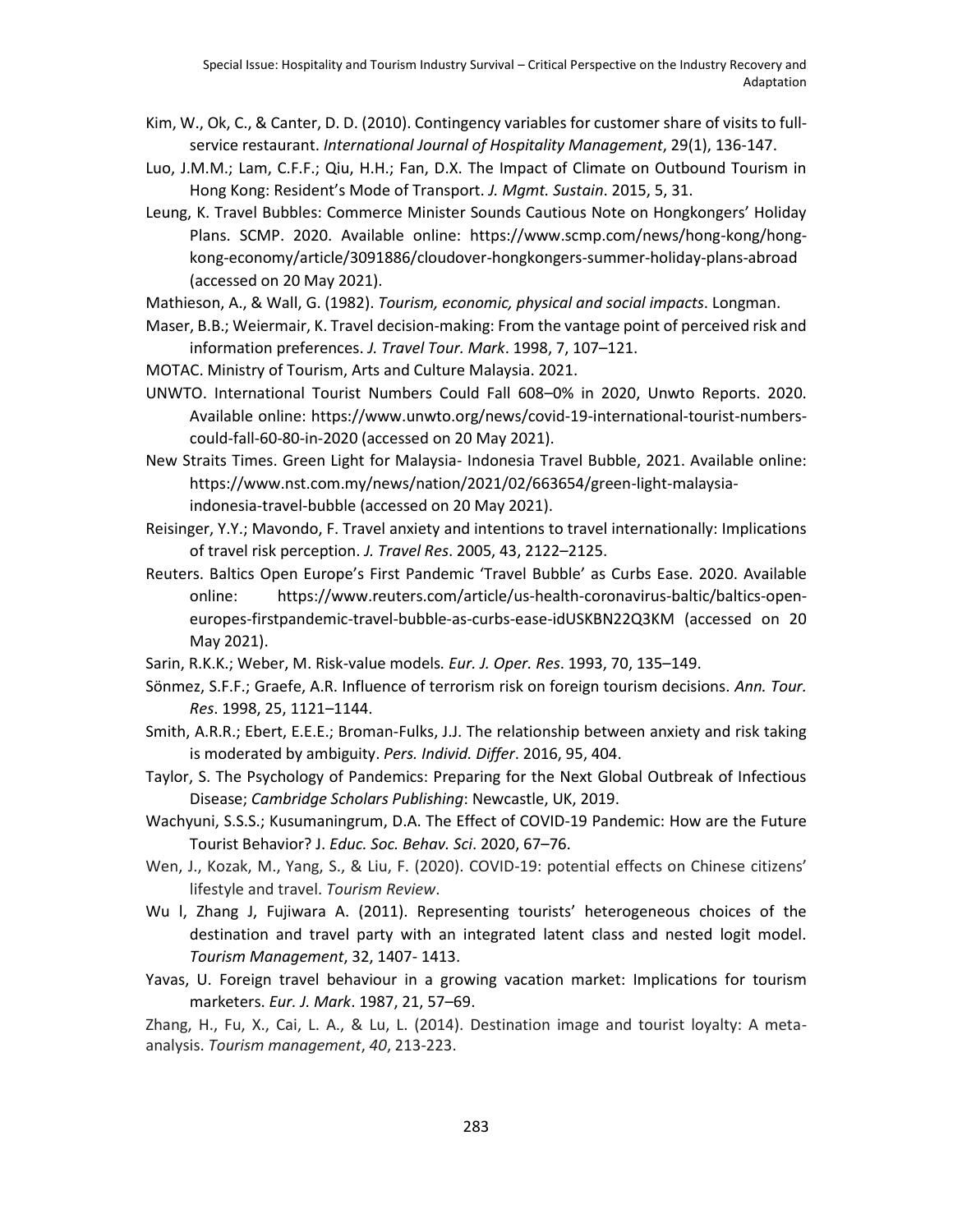Kim, W., Ok, C., & Canter, D. D. (2010). Contingency variables for customer share of visits to full-service restaurant. *International Journal of Hospitality Management*, 29(1), 136-147.

Luo, J.M.M.; Lam, C.F.F.; Qiu, H.H.; Fan, D.X. The Impact of Climate on Outbound Tourism in Hong Kong: Resident's Mode of Transport. *J. Mgmt. Sustain*. 2015, 5, 31.

Leung, K. Travel Bubbles: Commerce Minister Sounds Cautious Note on Hongkongers' Holiday Plans. SCMP. 2020. Available online: https://www.scmp.com/news/hong-kong/hong-kong-economy/article/3091886/cloudover-hongkongers-summer-holiday-plans-abroad (accessed on 20 May 2021).

Mathieson, A., & Wall, G. (1982). *Tourism, economic, physical and social impacts*. Longman.

Maser, B.B.; Weiermair, K. Travel decision-making: From the vantage point of perceived risk and information preferences. *J. Travel Tour. Mark*. 1998, 7, 107–121.

MOTAC. Ministry of Tourism, Arts and Culture Malaysia. 2021.

UNWTO. International Tourist Numbers Could Fall 608–0% in 2020, Unwto Reports. 2020. Available online: https://www.unwto.org/news/covid-19-international-tourist-numbers-could-fall-60-80-in-2020 (accessed on 20 May 2021).

New Straits Times. Green Light for Malaysia- Indonesia Travel Bubble, 2021. Available online: https://www.nst.com.my/news/nation/2021/02/663654/green-light-malaysia-indonesia-travel-bubble (accessed on 20 May 2021).

Reisinger, Y.Y.; Mavondo, F. Travel anxiety and intentions to travel internationally: Implications of travel risk perception. *J. Travel Res*. 2005, 43, 2122–2125.

Reuters. Baltics Open Europe's First Pandemic 'Travel Bubble' as Curbs Ease. 2020. Available online: https://www.reuters.com/article/us-health-coronavirus-baltic/baltics-open-europes-firstpandemic-travel-bubble-as-curbs-ease-idUSKBN22Q3KM (accessed on 20 May 2021).

Sarin, R.K.K.; Weber, M. Risk-value models*. Eur. J. Oper. Res*. 1993, 70, 135–149.

Sönmez, S.F.F.; Graefe, A.R. Influence of terrorism risk on foreign tourism decisions. *Ann. Tour. Res*. 1998, 25, 1121–1144.

Smith, A.R.R.; Ebert, E.E.E.; Broman-Fulks, J.J. The relationship between anxiety and risk taking is moderated by ambiguity. *Pers. Individ. Differ*. 2016, 95, 404.

Taylor, S. The Psychology of Pandemics: Preparing for the Next Global Outbreak of Infectious Disease; *Cambridge Scholars Publishing*: Newcastle, UK, 2019.

Wachyuni, S.S.S.; Kusumaningrum, D.A. The Effect of COVID-19 Pandemic: How are the Future Tourist Behavior? J. *Educ. Soc. Behav. Sci*. 2020, 67–76.

Wen, J., Kozak, M., Yang, S., & Liu, F. (2020). COVID-19: potential effects on Chinese citizens' lifestyle and travel. *Tourism Review*.

Wu l, Zhang J, Fujiwara A. (2011). Representing tourists' heterogeneous choices of the destination and travel party with an integrated latent class and nested logit model. *Tourism Management*, 32, 1407- 1413.

Yavas, U. Foreign travel behaviour in a growing vacation market: Implications for tourism marketers. *Eur. J. Mark*. 1987, 21, 57–69.

Zhang, H., Fu, X., Cai, L. A., & Lu, L. (2014). Destination image and tourist loyalty: A meta-analysis. *Tourism management*, *40*, 213-223.